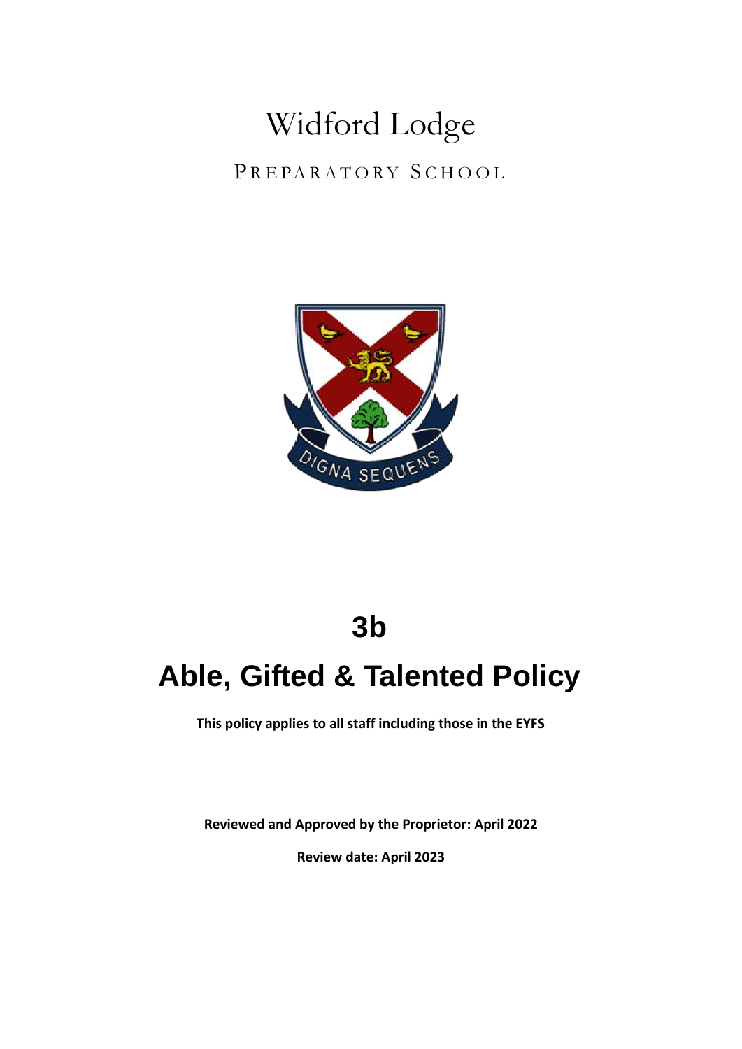Widford Lodge

PREPARATORY SCHOOL

# 3b

# Able, Gifted & Talented Policy

**This policy applies to all staff including those in the EYFS**

**Reviewed and Approved by the Proprietor: April 2022**

**Review date: April 2023**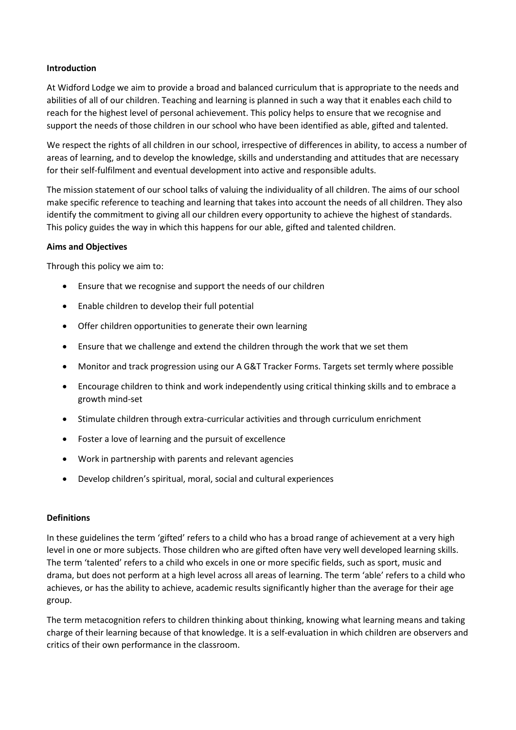**Introduction**

At Widford Lodge we aim to provide a broad and balanced curriculum that is appropriate to the needs and abilities of all of our children. Teaching and learning is planned in such a way that it enables each child to reach for the highest level of personal achievement. This policy helps to ensure that we recognise and support the needs of those children in our school who have been identified as able, gifted and talented.

We respect the rights of all children in our school, irrespective of differences in ability, to access a number of areas of learning, and to develop the knowledge, skills and understanding and attitudes that are necessary for their self-fulfilment and eventual development into active and responsible adults.

The mission statement of our school talks of valuing the individuality of all children. The aims of our school make specific reference to teaching and learning that takes into account the needs of all children. They also identify the commitment to giving all our children every opportunity to achieve the highest of standards. This policy guides the way in which this happens for our able, gifted and talented children.

**Aims and Objectives**

Through this policy we aim to:

- Ensure that we recognise and support the needs of our children
- Enable children to develop their full potential
- Offer children opportunities to generate their own learning
- Ensure that we challenge and extend the children through the work that we set them
- Monitor and track progression using our A G&T Tracker Forms. Targets set termly where possible
- Encourage children to think and work independently using critical thinking skills and to embrace a growth mind-set
- Stimulate children through extra-curricular activities and through curriculum enrichment
- Foster a love of learning and the pursuit of excellence
- Work in partnership with parents and relevant agencies
- Develop children's spiritual, moral, social and cultural experiences

**Definitions**

In these guidelines the term 'gifted' refers to a child who has a broad range of achievement at a very high level in one or more subjects. Those children who are gifted often have very well developed learning skills. The term 'talented' refers to a child who excels in one or more specific fields, such as sport, music and drama, but does not perform at a high level across all areas of learning. The term 'able' refers to a child who achieves, or has the ability to achieve, academic results significantly higher than the average for their age group.

The term metacognition refers to children thinking about thinking, knowing what learning means and taking charge of their learning because of that knowledge. It is a self-evaluation in which children are observers and critics of their own performance in the classroom.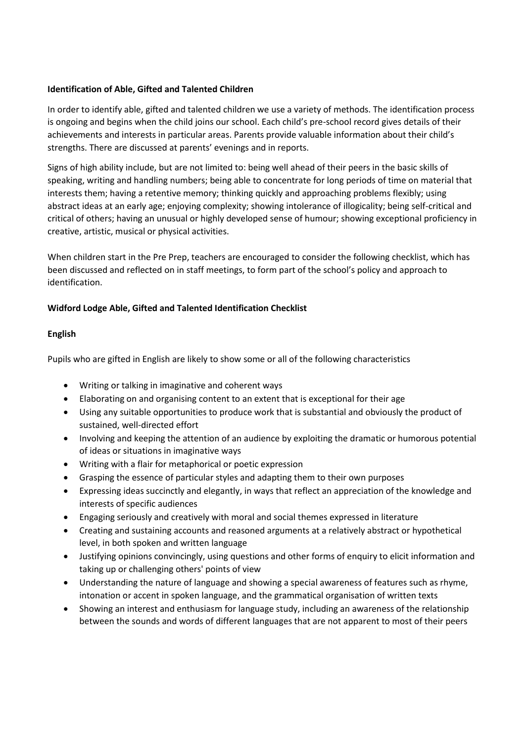**Identification of Able, Gifted and Talented Children**

In order to identify able, gifted and talented children we use a variety of methods. The identification process is ongoing and begins when the child joins our school. Each child's pre-school record gives details of their achievements and interests in particular areas. Parents provide valuable information about their child's strengths. There are discussed at parents' evenings and in reports.

Signs of high ability include, but are not limited to: being well ahead of their peers in the basic skills of speaking, writing and handling numbers; being able to concentrate for long periods of time on material that interests them; having a retentive memory; thinking quickly and approaching problems flexibly; using abstract ideas at an early age; enjoying complexity; showing intolerance of illogicality; being self-critical and critical of others; having an unusual or highly developed sense of humour; showing exceptional proficiency in creative, artistic, musical or physical activities.

When children start in the Pre Prep, teachers are encouraged to consider the following checklist, which has been discussed and reflected on in staff meetings, to form part of the school's policy and approach to identification.

**Widford Lodge Able, Gifted and Talented Identification Checklist**

**English**

Pupils who are gifted in English are likely to show some or all of the following characteristics

- Writing or talking in imaginative and coherent ways
- Elaborating on and organising content to an extent that is exceptional for their age
- Using any suitable opportunities to produce work that is substantial and obviously the product of sustained, well-directed effort
- Involving and keeping the attention of an audience by exploiting the dramatic or humorous potential of ideas or situations in imaginative ways
- Writing with a flair for metaphorical or poetic expression
- Grasping the essence of particular styles and adapting them to their own purposes
- Expressing ideas succinctly and elegantly, in ways that reflect an appreciation of the knowledge and interests of specific audiences
- Engaging seriously and creatively with moral and social themes expressed in literature
- Creating and sustaining accounts and reasoned arguments at a relatively abstract or hypothetical level, in both spoken and written language
- Justifying opinions convincingly, using questions and other forms of enquiry to elicit information and taking up or challenging others' points of view
- Understanding the nature of language and showing a special awareness of features such as rhyme, intonation or accent in spoken language, and the grammatical organisation of written texts
- Showing an interest and enthusiasm for language study, including an awareness of the relationship between the sounds and words of different languages that are not apparent to most of their peers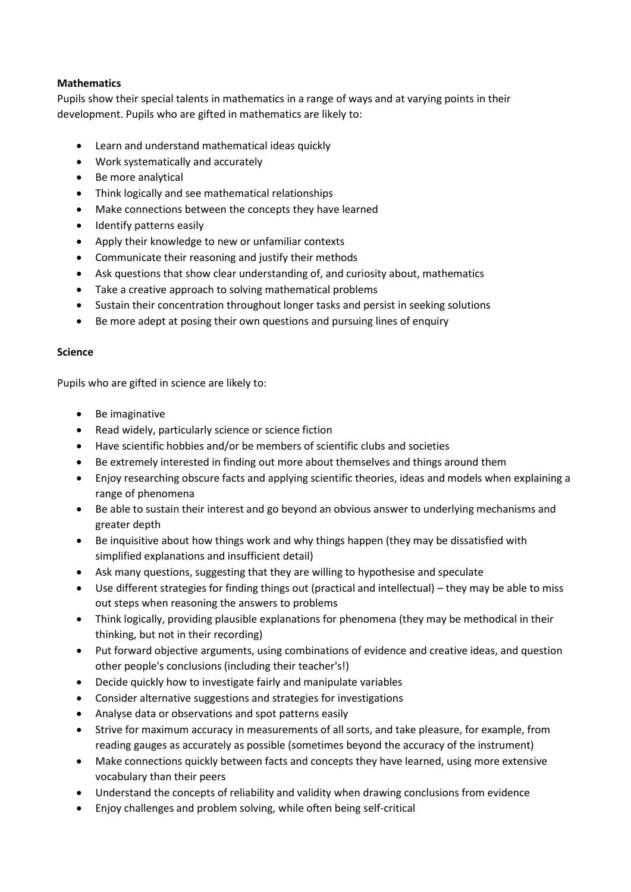**Mathematics**

Pupils show their special talents in mathematics in a range of ways and at varying points in their development. Pupils who are gifted in mathematics are likely to:

- Learn and understand mathematical ideas quickly
- Work systematically and accurately
- Be more analytical
- Think logically and see mathematical relationships
- Make connections between the concepts they have learned
- Identify patterns easily
- Apply their knowledge to new or unfamiliar contexts
- Communicate their reasoning and justify their methods
- Ask questions that show clear understanding of, and curiosity about, mathematics
- Take a creative approach to solving mathematical problems
- Sustain their concentration throughout longer tasks and persist in seeking solutions
- Be more adept at posing their own questions and pursuing lines of enquiry

**Science**

Pupils who are gifted in science are likely to:

- Be imaginative
- Read widely, particularly science or science fiction
- Have scientific hobbies and/or be members of scientific clubs and societies
- Be extremely interested in finding out more about themselves and things around them
- Enjoy researching obscure facts and applying scientific theories, ideas and models when explaining a range of phenomena
- Be able to sustain their interest and go beyond an obvious answer to underlying mechanisms and greater depth
- Be inquisitive about how things work and why things happen (they may be dissatisfied with simplified explanations and insufficient detail)
- Ask many questions, suggesting that they are willing to hypothesise and speculate
- Use different strategies for finding things out (practical and intellectual) – they may be able to miss out steps when reasoning the answers to problems
- Think logically, providing plausible explanations for phenomena (they may be methodical in their thinking, but not in their recording)
- Put forward objective arguments, using combinations of evidence and creative ideas, and question other people's conclusions (including their teacher's!)
- Decide quickly how to investigate fairly and manipulate variables
- Consider alternative suggestions and strategies for investigations
- Analyse data or observations and spot patterns easily
- Strive for maximum accuracy in measurements of all sorts, and take pleasure, for example, from reading gauges as accurately as possible (sometimes beyond the accuracy of the instrument)
- Make connections quickly between facts and concepts they have learned, using more extensive vocabulary than their peers
- Understand the concepts of reliability and validity when drawing conclusions from evidence
- Enjoy challenges and problem solving, while often being self-critical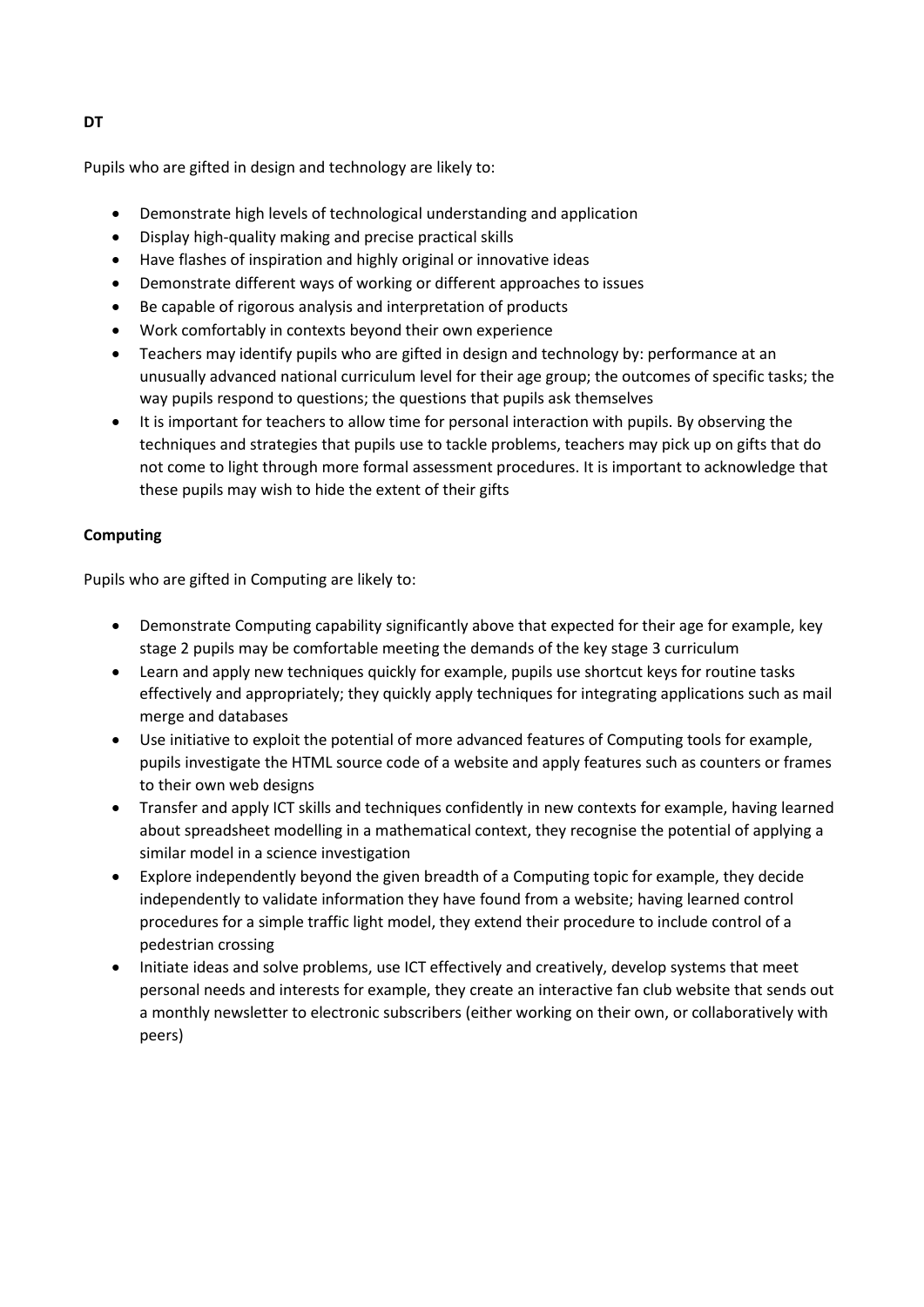**DT**

Pupils who are gifted in design and technology are likely to:

- Demonstrate high levels of technological understanding and application
- Display high-quality making and precise practical skills
- Have flashes of inspiration and highly original or innovative ideas
- Demonstrate different ways of working or different approaches to issues
- Be capable of rigorous analysis and interpretation of products
- Work comfortably in contexts beyond their own experience
- Teachers may identify pupils who are gifted in design and technology by: performance at an unusually advanced national curriculum level for their age group; the outcomes of specific tasks; the way pupils respond to questions; the questions that pupils ask themselves
- It is important for teachers to allow time for personal interaction with pupils. By observing the techniques and strategies that pupils use to tackle problems, teachers may pick up on gifts that do not come to light through more formal assessment procedures. It is important to acknowledge that these pupils may wish to hide the extent of their gifts

**Computing**

Pupils who are gifted in Computing are likely to:

- Demonstrate Computing capability significantly above that expected for their age for example, key stage 2 pupils may be comfortable meeting the demands of the key stage 3 curriculum
- Learn and apply new techniques quickly for example, pupils use shortcut keys for routine tasks effectively and appropriately; they quickly apply techniques for integrating applications such as mail merge and databases
- Use initiative to exploit the potential of more advanced features of Computing tools for example, pupils investigate the HTML source code of a website and apply features such as counters or frames to their own web designs
- Transfer and apply ICT skills and techniques confidently in new contexts for example, having learned about spreadsheet modelling in a mathematical context, they recognise the potential of applying a similar model in a science investigation
- Explore independently beyond the given breadth of a Computing topic for example, they decide independently to validate information they have found from a website; having learned control procedures for a simple traffic light model, they extend their procedure to include control of a pedestrian crossing
- Initiate ideas and solve problems, use ICT effectively and creatively, develop systems that meet personal needs and interests for example, they create an interactive fan club website that sends out a monthly newsletter to electronic subscribers (either working on their own, or collaboratively with peers)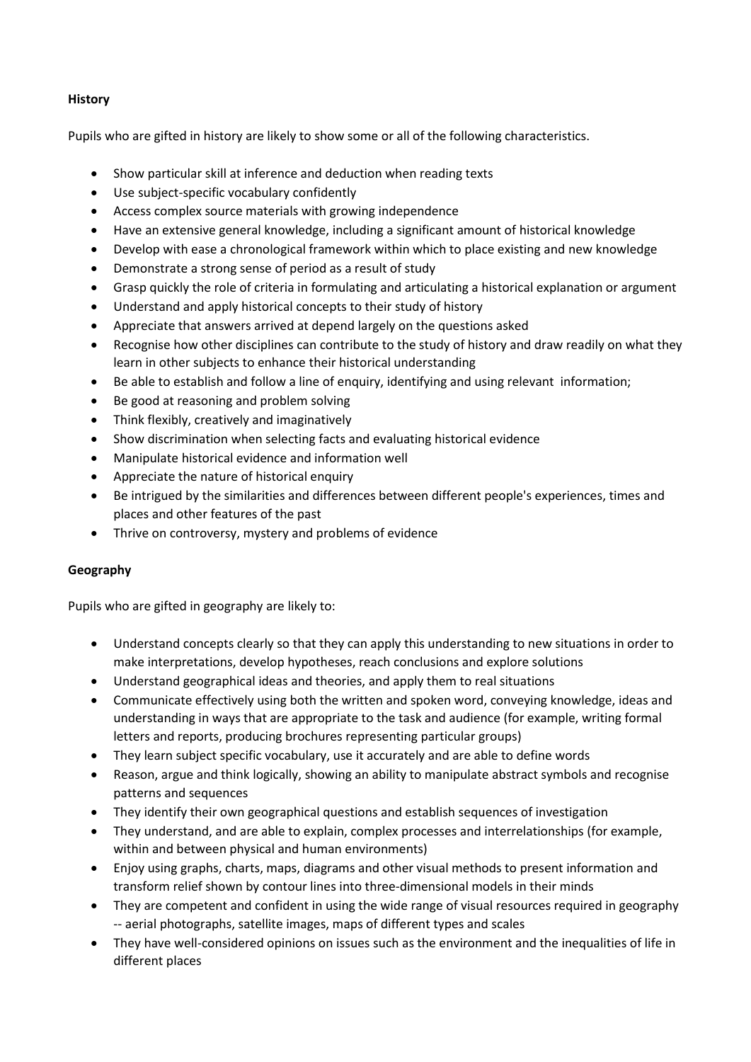**History**

Pupils who are gifted in history are likely to show some or all of the following characteristics.

- Show particular skill at inference and deduction when reading texts
- Use subject-specific vocabulary confidently
- Access complex source materials with growing independence
- Have an extensive general knowledge, including a significant amount of historical knowledge
- Develop with ease a chronological framework within which to place existing and new knowledge
- Demonstrate a strong sense of period as a result of study
- Grasp quickly the role of criteria in formulating and articulating a historical explanation or argument
- Understand and apply historical concepts to their study of history
- Appreciate that answers arrived at depend largely on the questions asked
- Recognise how other disciplines can contribute to the study of history and draw readily on what they learn in other subjects to enhance their historical understanding
- Be able to establish and follow a line of enquiry, identifying and using relevant information;
- Be good at reasoning and problem solving
- Think flexibly, creatively and imaginatively
- Show discrimination when selecting facts and evaluating historical evidence
- Manipulate historical evidence and information well
- Appreciate the nature of historical enquiry
- Be intrigued by the similarities and differences between different people's experiences, times and places and other features of the past
- Thrive on controversy, mystery and problems of evidence

**Geography**

Pupils who are gifted in geography are likely to:

- Understand concepts clearly so that they can apply this understanding to new situations in order to make interpretations, develop hypotheses, reach conclusions and explore solutions
- Understand geographical ideas and theories, and apply them to real situations
- Communicate effectively using both the written and spoken word, conveying knowledge, ideas and understanding in ways that are appropriate to the task and audience (for example, writing formal letters and reports, producing brochures representing particular groups)
- They learn subject specific vocabulary, use it accurately and are able to define words
- Reason, argue and think logically, showing an ability to manipulate abstract symbols and recognise patterns and sequences
- They identify their own geographical questions and establish sequences of investigation
- They understand, and are able to explain, complex processes and interrelationships (for example, within and between physical and human environments)
- Enjoy using graphs, charts, maps, diagrams and other visual methods to present information and transform relief shown by contour lines into three-dimensional models in their minds
- They are competent and confident in using the wide range of visual resources required in geography -- aerial photographs, satellite images, maps of different types and scales
- They have well-considered opinions on issues such as the environment and the inequalities of life in different places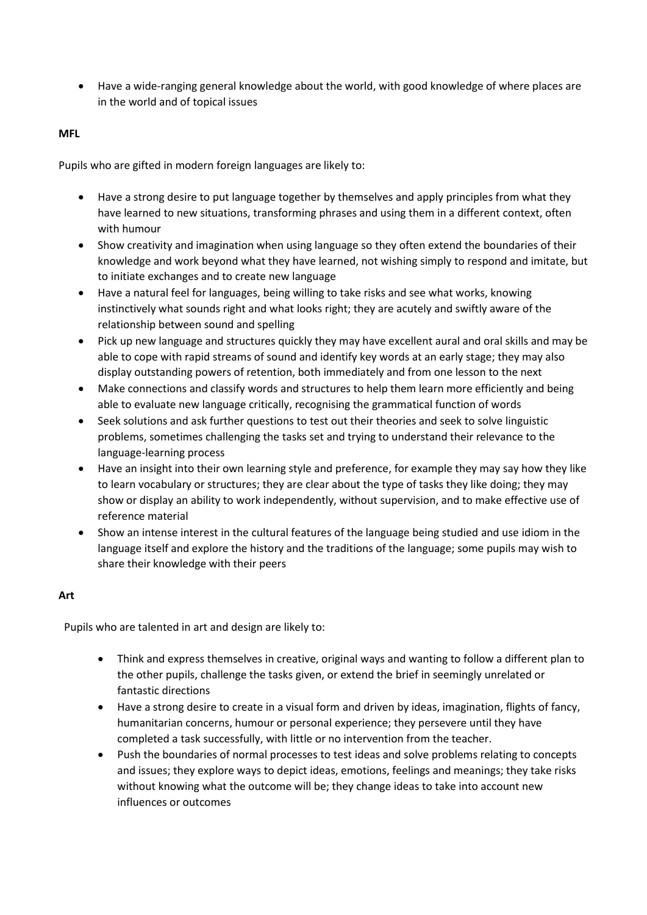- Have a wide-ranging general knowledge about the world, with good knowledge of where places are in the world and of topical issues

**MFL**

Pupils who are gifted in modern foreign languages are likely to:

- Have a strong desire to put language together by themselves and apply principles from what they have learned to new situations, transforming phrases and using them in a different context, often with humour
- Show creativity and imagination when using language so they often extend the boundaries of their knowledge and work beyond what they have learned, not wishing simply to respond and imitate, but to initiate exchanges and to create new language
- Have a natural feel for languages, being willing to take risks and see what works, knowing instinctively what sounds right and what looks right; they are acutely and swiftly aware of the relationship between sound and spelling
- Pick up new language and structures quickly they may have excellent aural and oral skills and may be able to cope with rapid streams of sound and identify key words at an early stage; they may also display outstanding powers of retention, both immediately and from one lesson to the next
- Make connections and classify words and structures to help them learn more efficiently and being able to evaluate new language critically, recognising the grammatical function of words
- Seek solutions and ask further questions to test out their theories and seek to solve linguistic problems, sometimes challenging the tasks set and trying to understand their relevance to the language-learning process
- Have an insight into their own learning style and preference, for example they may say how they like to learn vocabulary or structures; they are clear about the type of tasks they like doing; they may show or display an ability to work independently, without supervision, and to make effective use of reference material
- Show an intense interest in the cultural features of the language being studied and use idiom in the language itself and explore the history and the traditions of the language; some pupils may wish to share their knowledge with their peers

**Art**

Pupils who are talented in art and design are likely to:

- Think and express themselves in creative, original ways and wanting to follow a different plan to the other pupils, challenge the tasks given, or extend the brief in seemingly unrelated or fantastic directions
- Have a strong desire to create in a visual form and driven by ideas, imagination, flights of fancy, humanitarian concerns, humour or personal experience; they persevere until they have completed a task successfully, with little or no intervention from the teacher.
- Push the boundaries of normal processes to test ideas and solve problems relating to concepts and issues; they explore ways to depict ideas, emotions, feelings and meanings; they take risks without knowing what the outcome will be; they change ideas to take into account new influences or outcomes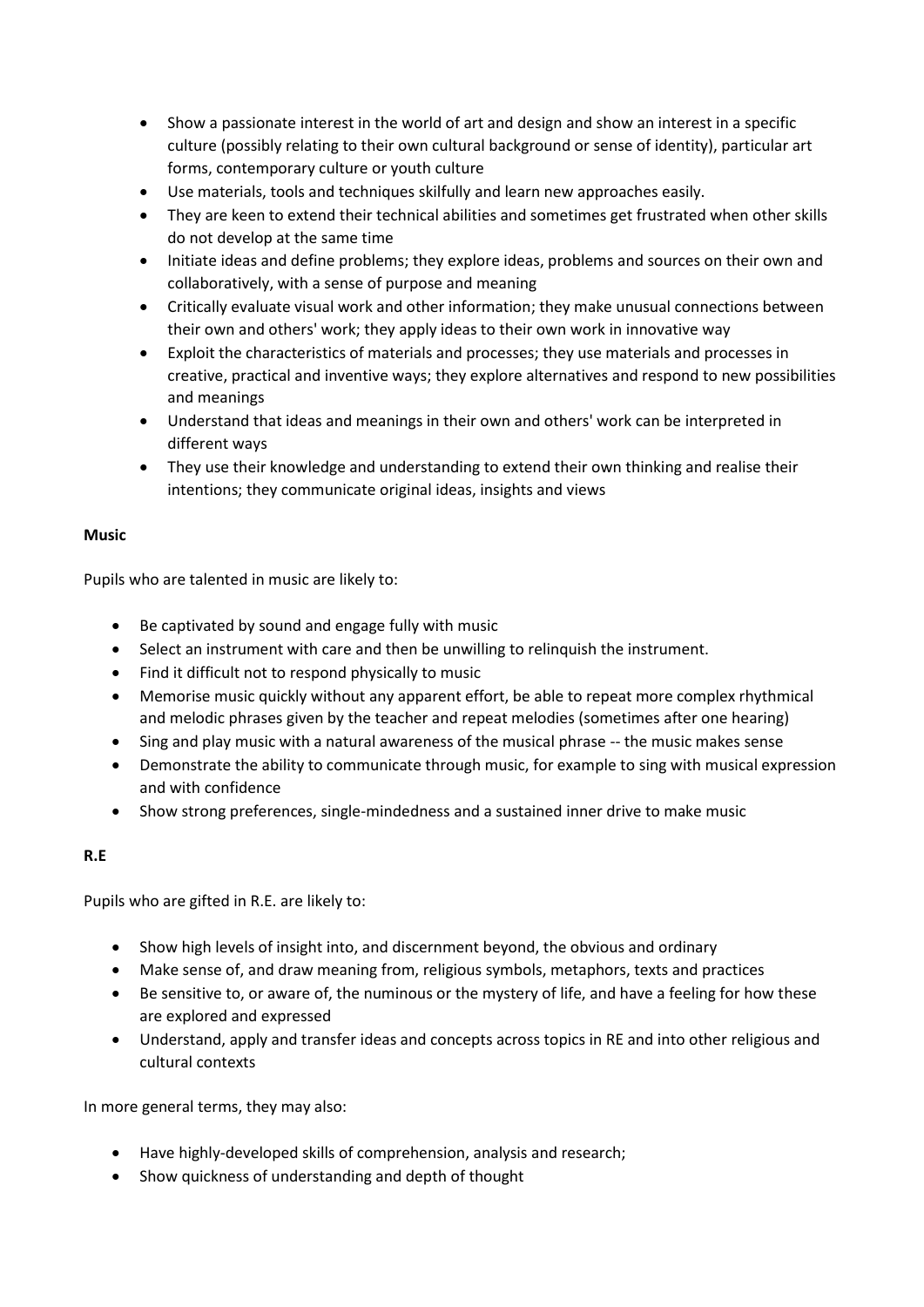- Show a passionate interest in the world of art and design and show an interest in a specific culture (possibly relating to their own cultural background or sense of identity), particular art forms, contemporary culture or youth culture
- Use materials, tools and techniques skilfully and learn new approaches easily.
- They are keen to extend their technical abilities and sometimes get frustrated when other skills do not develop at the same time
- Initiate ideas and define problems; they explore ideas, problems and sources on their own and collaboratively, with a sense of purpose and meaning
- Critically evaluate visual work and other information; they make unusual connections between their own and others' work; they apply ideas to their own work in innovative way
- Exploit the characteristics of materials and processes; they use materials and processes in creative, practical and inventive ways; they explore alternatives and respond to new possibilities and meanings
- Understand that ideas and meanings in their own and others' work can be interpreted in different ways
- They use their knowledge and understanding to extend their own thinking and realise their intentions; they communicate original ideas, insights and views

**Music**

Pupils who are talented in music are likely to:

- Be captivated by sound and engage fully with music
- Select an instrument with care and then be unwilling to relinquish the instrument.
- Find it difficult not to respond physically to music
- Memorise music quickly without any apparent effort, be able to repeat more complex rhythmical and melodic phrases given by the teacher and repeat melodies (sometimes after one hearing)
- Sing and play music with a natural awareness of the musical phrase -- the music makes sense
- Demonstrate the ability to communicate through music, for example to sing with musical expression and with confidence
- Show strong preferences, single-mindedness and a sustained inner drive to make music

**R.E**

Pupils who are gifted in R.E. are likely to:

- Show high levels of insight into, and discernment beyond, the obvious and ordinary
- Make sense of, and draw meaning from, religious symbols, metaphors, texts and practices
- Be sensitive to, or aware of, the numinous or the mystery of life, and have a feeling for how these are explored and expressed
- Understand, apply and transfer ideas and concepts across topics in RE and into other religious and cultural contexts

In more general terms, they may also:

- Have highly-developed skills of comprehension, analysis and research;
- Show quickness of understanding and depth of thought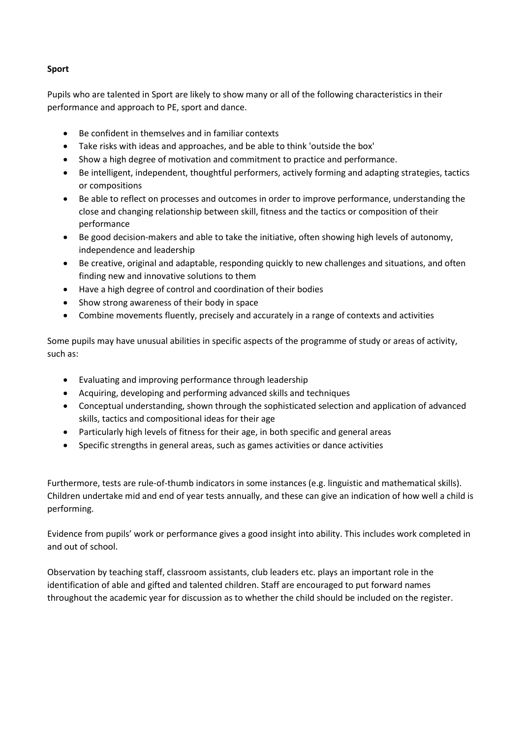**Sport**

Pupils who are talented in Sport are likely to show many or all of the following characteristics in their performance and approach to PE, sport and dance.

- Be confident in themselves and in familiar contexts
- Take risks with ideas and approaches, and be able to think 'outside the box'
- Show a high degree of motivation and commitment to practice and performance.
- Be intelligent, independent, thoughtful performers, actively forming and adapting strategies, tactics or compositions
- Be able to reflect on processes and outcomes in order to improve performance, understanding the close and changing relationship between skill, fitness and the tactics or composition of their performance
- Be good decision-makers and able to take the initiative, often showing high levels of autonomy, independence and leadership
- Be creative, original and adaptable, responding quickly to new challenges and situations, and often finding new and innovative solutions to them
- Have a high degree of control and coordination of their bodies
- Show strong awareness of their body in space
- Combine movements fluently, precisely and accurately in a range of contexts and activities

Some pupils may have unusual abilities in specific aspects of the programme of study or areas of activity, such as:

- Evaluating and improving performance through leadership
- Acquiring, developing and performing advanced skills and techniques
- Conceptual understanding, shown through the sophisticated selection and application of advanced skills, tactics and compositional ideas for their age
- Particularly high levels of fitness for their age, in both specific and general areas
- Specific strengths in general areas, such as games activities or dance activities

Furthermore, tests are rule-of-thumb indicators in some instances (e.g. linguistic and mathematical skills). Children undertake mid and end of year tests annually, and these can give an indication of how well a child is performing.

Evidence from pupils' work or performance gives a good insight into ability. This includes work completed in and out of school.

Observation by teaching staff, classroom assistants, club leaders etc. plays an important role in the identification of able and gifted and talented children. Staff are encouraged to put forward names throughout the academic year for discussion as to whether the child should be included on the register.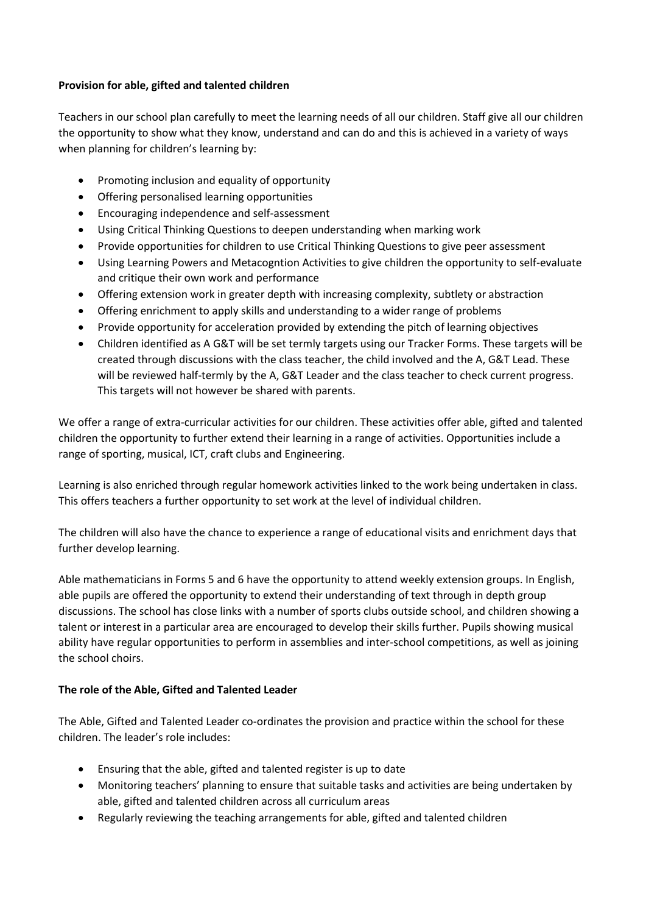**Provision for able, gifted and talented children**

Teachers in our school plan carefully to meet the learning needs of all our children. Staff give all our children the opportunity to show what they know, understand and can do and this is achieved in a variety of ways when planning for children's learning by:

- Promoting inclusion and equality of opportunity
- Offering personalised learning opportunities
- Encouraging independence and self-assessment
- Using Critical Thinking Questions to deepen understanding when marking work
- Provide opportunities for children to use Critical Thinking Questions to give peer assessment
- Using Learning Powers and Metacogntion Activities to give children the opportunity to self-evaluate and critique their own work and performance
- Offering extension work in greater depth with increasing complexity, subtlety or abstraction
- Offering enrichment to apply skills and understanding to a wider range of problems
- Provide opportunity for acceleration provided by extending the pitch of learning objectives
- Children identified as A G&T will be set termly targets using our Tracker Forms. These targets will be created through discussions with the class teacher, the child involved and the A, G&T Lead. These will be reviewed half-termly by the A, G&T Leader and the class teacher to check current progress. This targets will not however be shared with parents.

We offer a range of extra-curricular activities for our children. These activities offer able, gifted and talented children the opportunity to further extend their learning in a range of activities. Opportunities include a range of sporting, musical, ICT, craft clubs and Engineering.

Learning is also enriched through regular homework activities linked to the work being undertaken in class. This offers teachers a further opportunity to set work at the level of individual children.

The children will also have the chance to experience a range of educational visits and enrichment days that further develop learning.

Able mathematicians in Forms 5 and 6 have the opportunity to attend weekly extension groups. In English, able pupils are offered the opportunity to extend their understanding of text through in depth group discussions. The school has close links with a number of sports clubs outside school, and children showing a talent or interest in a particular area are encouraged to develop their skills further. Pupils showing musical ability have regular opportunities to perform in assemblies and inter-school competitions, as well as joining the school choirs.

**The role of the Able, Gifted and Talented Leader**

The Able, Gifted and Talented Leader co-ordinates the provision and practice within the school for these children. The leader's role includes:

- Ensuring that the able, gifted and talented register is up to date
- Monitoring teachers' planning to ensure that suitable tasks and activities are being undertaken by able, gifted and talented children across all curriculum areas
- Regularly reviewing the teaching arrangements for able, gifted and talented children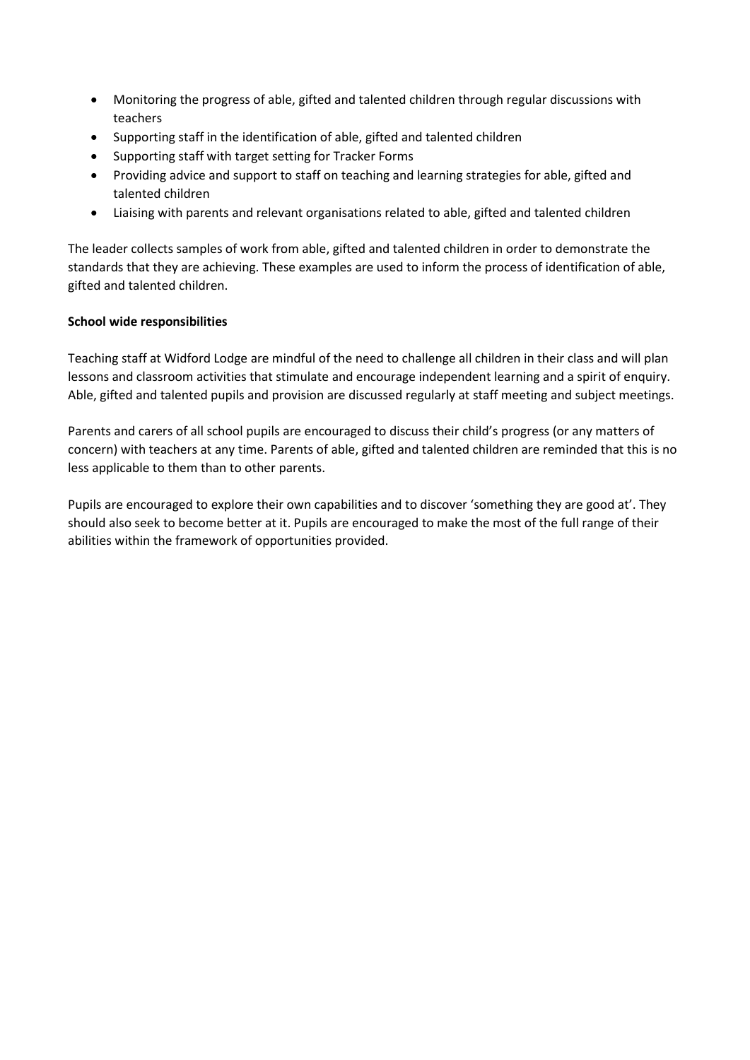- Monitoring the progress of able, gifted and talented children through regular discussions with teachers
- Supporting staff in the identification of able, gifted and talented children
- Supporting staff with target setting for Tracker Forms
- Providing advice and support to staff on teaching and learning strategies for able, gifted and talented children
- Liaising with parents and relevant organisations related to able, gifted and talented children

The leader collects samples of work from able, gifted and talented children in order to demonstrate the standards that they are achieving. These examples are used to inform the process of identification of able, gifted and talented children.

**School wide responsibilities**

Teaching staff at Widford Lodge are mindful of the need to challenge all children in their class and will plan lessons and classroom activities that stimulate and encourage independent learning and a spirit of enquiry. Able, gifted and talented pupils and provision are discussed regularly at staff meeting and subject meetings.

Parents and carers of all school pupils are encouraged to discuss their child's progress (or any matters of concern) with teachers at any time. Parents of able, gifted and talented children are reminded that this is no less applicable to them than to other parents.

Pupils are encouraged to explore their own capabilities and to discover 'something they are good at'. They should also seek to become better at it. Pupils are encouraged to make the most of the full range of their abilities within the framework of opportunities provided.